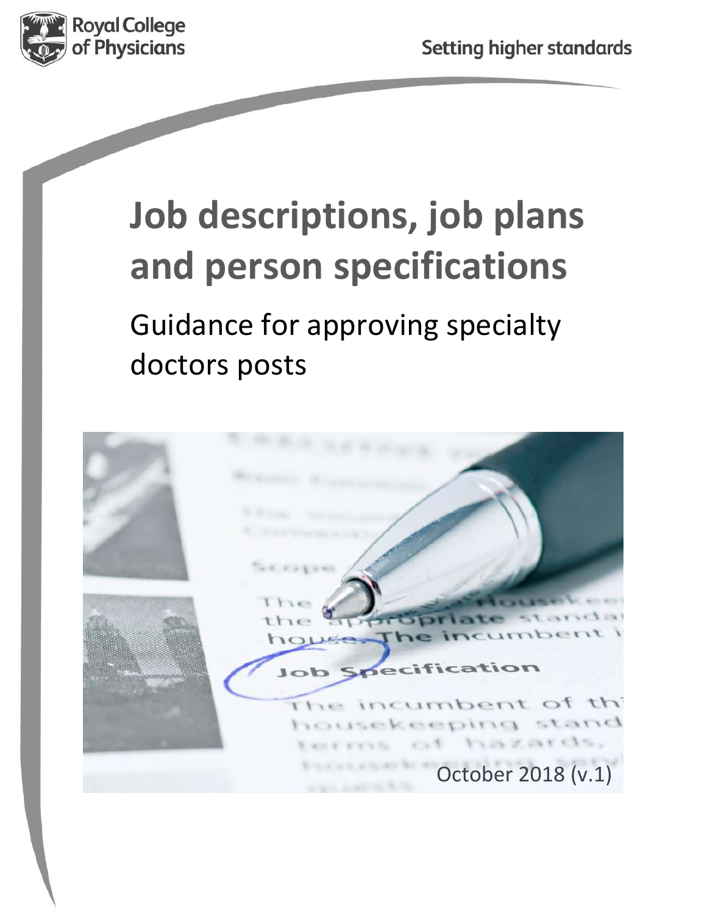Royal College of Physicians

Setting higher standards

# Job descriptions, job plans and person specifications

## Guidance for approving specialty doctors posts

October 2018 (v.1)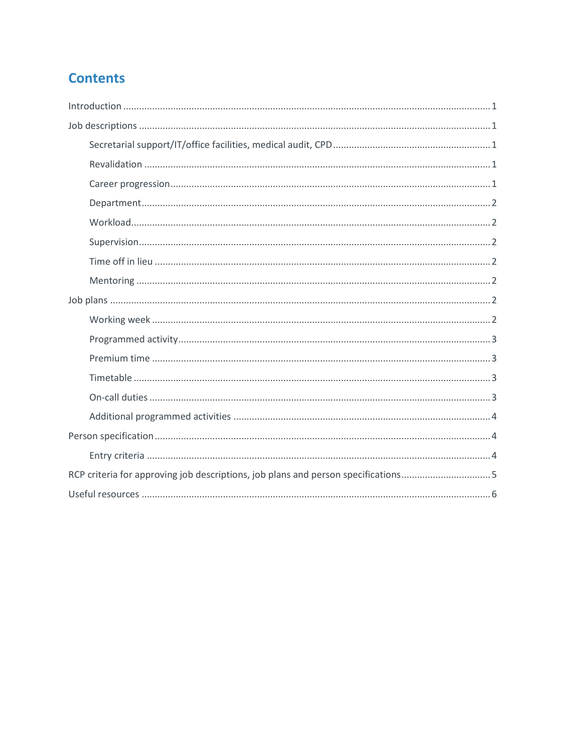# Contents

- Introduction ... 1
- Job descriptions ... 1
  - Secretarial support/IT/office facilities, medical audit, CPD ... 1
  - Revalidation ... 1
  - Career progression ... 1
  - Department ... 2
  - Workload ... 2
  - Supervision ... 2
  - Time off in lieu ... 2
  - Mentoring ... 2
- Job plans ... 2
  - Working week ... 2
  - Programmed activity ... 3
  - Premium time ... 3
  - Timetable ... 3
  - On-call duties ... 3
  - Additional programmed activities ... 4
- Person specification ... 4
  - Entry criteria ... 4
- RCP criteria for approving job descriptions, job plans and person specifications ... 5
- Useful resources ... 6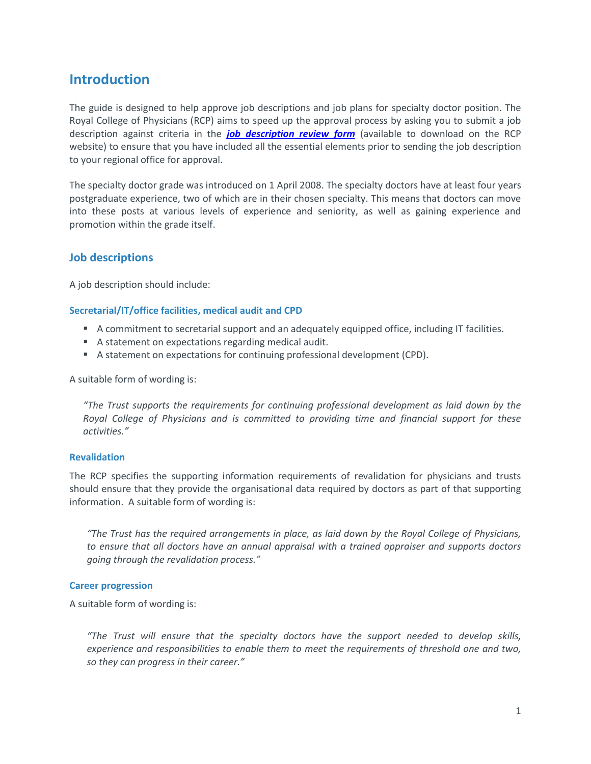## Introduction

The guide is designed to help approve job descriptions and job plans for specialty doctor position. The Royal College of Physicians (RCP) aims to speed up the approval process by asking you to submit a job description against criteria in the ***job description review form*** (available to download on the RCP website) to ensure that you have included all the essential elements prior to sending the job description to your regional office for approval.

The specialty doctor grade was introduced on 1 April 2008. The specialty doctors have at least four years postgraduate experience, two of which are in their chosen specialty. This means that doctors can move into these posts at various levels of experience and seniority, as well as gaining experience and promotion within the grade itself.

### Job descriptions

A job description should include:

#### Secretarial/IT/office facilities, medical audit and CPD

- A commitment to secretarial support and an adequately equipped office, including IT facilities.
- A statement on expectations regarding medical audit.
- A statement on expectations for continuing professional development (CPD).

A suitable form of wording is:

> *"The Trust supports the requirements for continuing professional development as laid down by the Royal College of Physicians and is committed to providing time and financial support for these activities."*

#### Revalidation

The RCP specifies the supporting information requirements of revalidation for physicians and trusts should ensure that they provide the organisational data required by doctors as part of that supporting information. A suitable form of wording is:

> *"The Trust has the required arrangements in place, as laid down by the Royal College of Physicians, to ensure that all doctors have an annual appraisal with a trained appraiser and supports doctors going through the revalidation process."*

#### Career progression

A suitable form of wording is:

> *"The Trust will ensure that the specialty doctors have the support needed to develop skills, experience and responsibilities to enable them to meet the requirements of threshold one and two, so they can progress in their career."*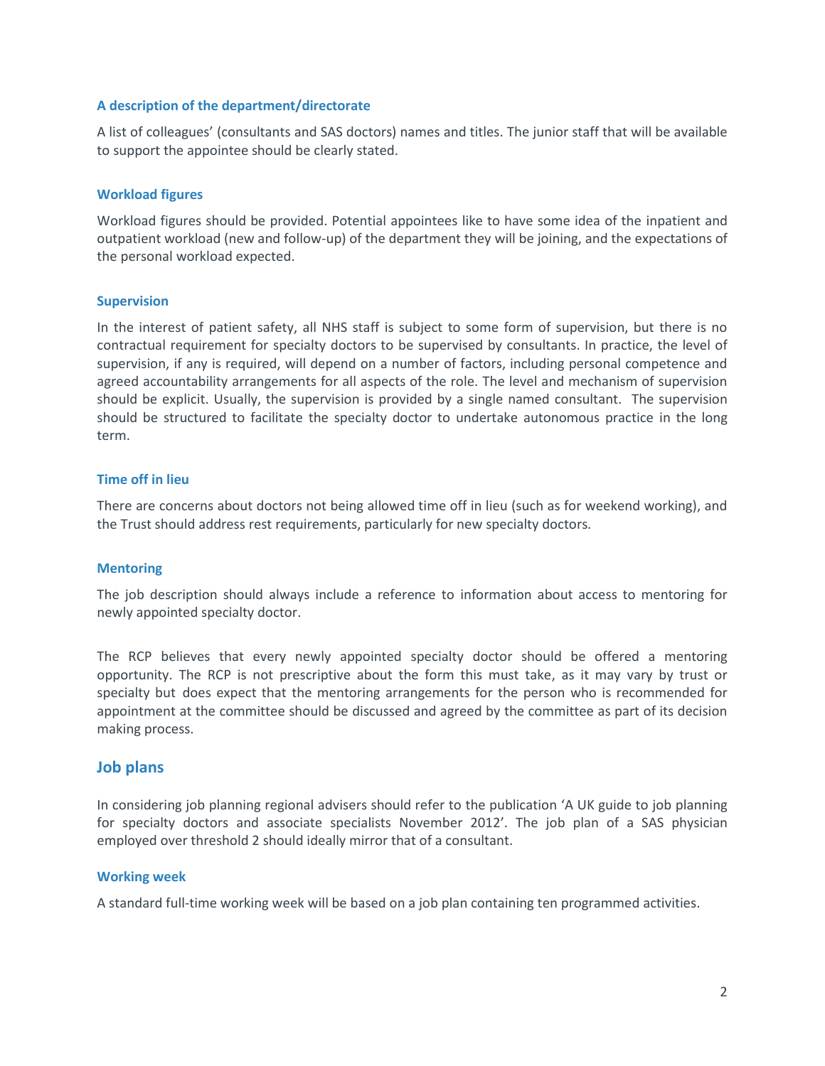### A description of the department/directorate

A list of colleagues' (consultants and SAS doctors) names and titles. The junior staff that will be available to support the appointee should be clearly stated.

### Workload figures

Workload figures should be provided. Potential appointees like to have some idea of the inpatient and outpatient workload (new and follow-up) of the department they will be joining, and the expectations of the personal workload expected.

### Supervision

In the interest of patient safety, all NHS staff is subject to some form of supervision, but there is no contractual requirement for specialty doctors to be supervised by consultants. In practice, the level of supervision, if any is required, will depend on a number of factors, including personal competence and agreed accountability arrangements for all aspects of the role. The level and mechanism of supervision should be explicit. Usually, the supervision is provided by a single named consultant. The supervision should be structured to facilitate the specialty doctor to undertake autonomous practice in the long term.

### Time off in lieu

There are concerns about doctors not being allowed time off in lieu (such as for weekend working), and the Trust should address rest requirements, particularly for new specialty doctors.

### Mentoring

The job description should always include a reference to information about access to mentoring for newly appointed specialty doctor.

The RCP believes that every newly appointed specialty doctor should be offered a mentoring opportunity. The RCP is not prescriptive about the form this must take, as it may vary by trust or specialty but does expect that the mentoring arrangements for the person who is recommended for appointment at the committee should be discussed and agreed by the committee as part of its decision making process.

## Job plans

In considering job planning regional advisers should refer to the publication 'A UK guide to job planning for specialty doctors and associate specialists November 2012'. The job plan of a SAS physician employed over threshold 2 should ideally mirror that of a consultant.

### Working week

A standard full-time working week will be based on a job plan containing ten programmed activities.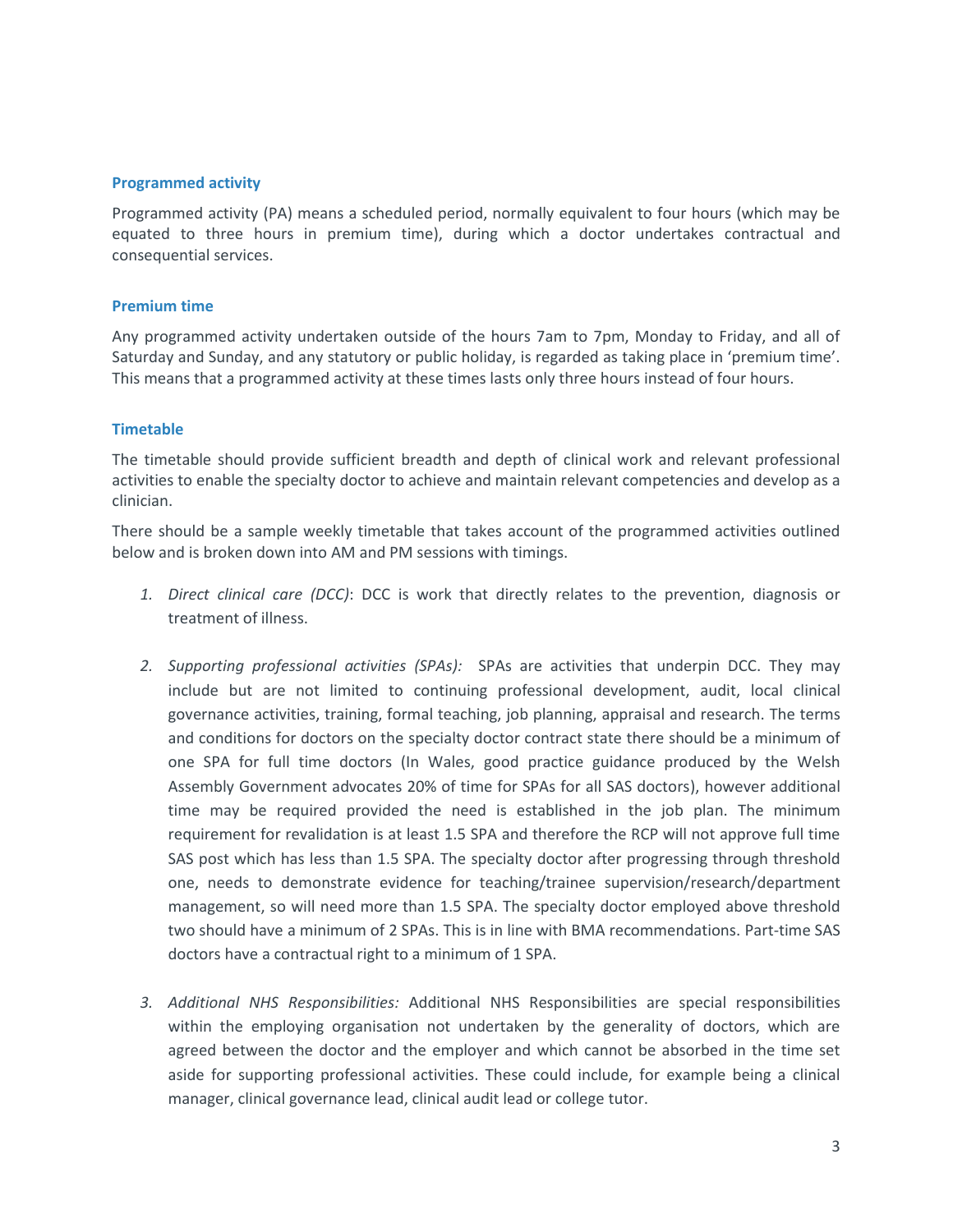### Programmed activity

Programmed activity (PA) means a scheduled period, normally equivalent to four hours (which may be equated to three hours in premium time), during which a doctor undertakes contractual and consequential services.

### Premium time

Any programmed activity undertaken outside of the hours 7am to 7pm, Monday to Friday, and all of Saturday and Sunday, and any statutory or public holiday, is regarded as taking place in 'premium time'. This means that a programmed activity at these times lasts only three hours instead of four hours.

### Timetable

The timetable should provide sufficient breadth and depth of clinical work and relevant professional activities to enable the specialty doctor to achieve and maintain relevant competencies and develop as a clinician.

There should be a sample weekly timetable that takes account of the programmed activities outlined below and is broken down into AM and PM sessions with timings.

1. *Direct clinical care (DCC)*: DCC is work that directly relates to the prevention, diagnosis or treatment of illness.

2. *Supporting professional activities (SPAs):* SPAs are activities that underpin DCC. They may include but are not limited to continuing professional development, audit, local clinical governance activities, training, formal teaching, job planning, appraisal and research. The terms and conditions for doctors on the specialty doctor contract state there should be a minimum of one SPA for full time doctors (In Wales, good practice guidance produced by the Welsh Assembly Government advocates 20% of time for SPAs for all SAS doctors), however additional time may be required provided the need is established in the job plan. The minimum requirement for revalidation is at least 1.5 SPA and therefore the RCP will not approve full time SAS post which has less than 1.5 SPA. The specialty doctor after progressing through threshold one, needs to demonstrate evidence for teaching/trainee supervision/research/department management, so will need more than 1.5 SPA. The specialty doctor employed above threshold two should have a minimum of 2 SPAs. This is in line with BMA recommendations. Part-time SAS doctors have a contractual right to a minimum of 1 SPA.

3. *Additional NHS Responsibilities:* Additional NHS Responsibilities are special responsibilities within the employing organisation not undertaken by the generality of doctors, which are agreed between the doctor and the employer and which cannot be absorbed in the time set aside for supporting professional activities. These could include, for example being a clinical manager, clinical governance lead, clinical audit lead or college tutor.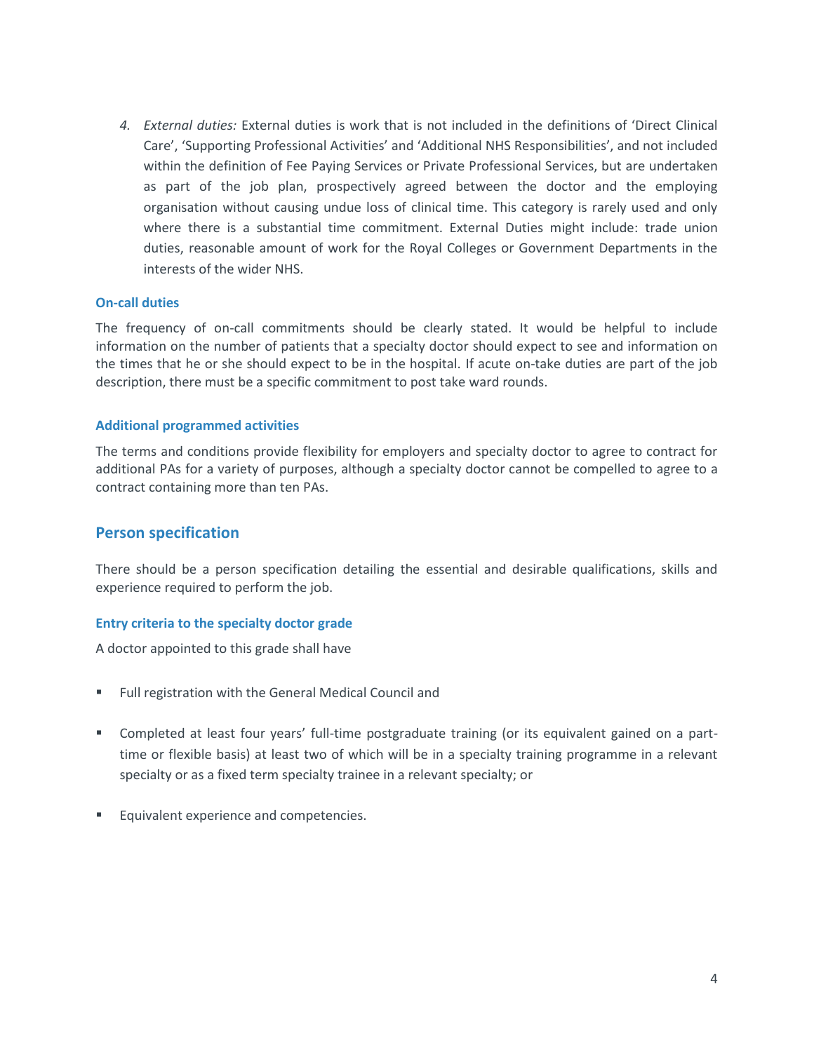4. *External duties:* External duties is work that is not included in the definitions of 'Direct Clinical Care', 'Supporting Professional Activities' and 'Additional NHS Responsibilities', and not included within the definition of Fee Paying Services or Private Professional Services, but are undertaken as part of the job plan, prospectively agreed between the doctor and the employing organisation without causing undue loss of clinical time. This category is rarely used and only where there is a substantial time commitment. External Duties might include: trade union duties, reasonable amount of work for the Royal Colleges or Government Departments in the interests of the wider NHS.

### On-call duties

The frequency of on-call commitments should be clearly stated. It would be helpful to include information on the number of patients that a specialty doctor should expect to see and information on the times that he or she should expect to be in the hospital. If acute on-take duties are part of the job description, there must be a specific commitment to post take ward rounds.

### Additional programmed activities

The terms and conditions provide flexibility for employers and specialty doctor to agree to contract for additional PAs for a variety of purposes, although a specialty doctor cannot be compelled to agree to a contract containing more than ten PAs.

## Person specification

There should be a person specification detailing the essential and desirable qualifications, skills and experience required to perform the job.

### Entry criteria to the specialty doctor grade

A doctor appointed to this grade shall have

- Full registration with the General Medical Council and
- Completed at least four years' full-time postgraduate training (or its equivalent gained on a part-time or flexible basis) at least two of which will be in a specialty training programme in a relevant specialty or as a fixed term specialty trainee in a relevant specialty; or
- Equivalent experience and competencies.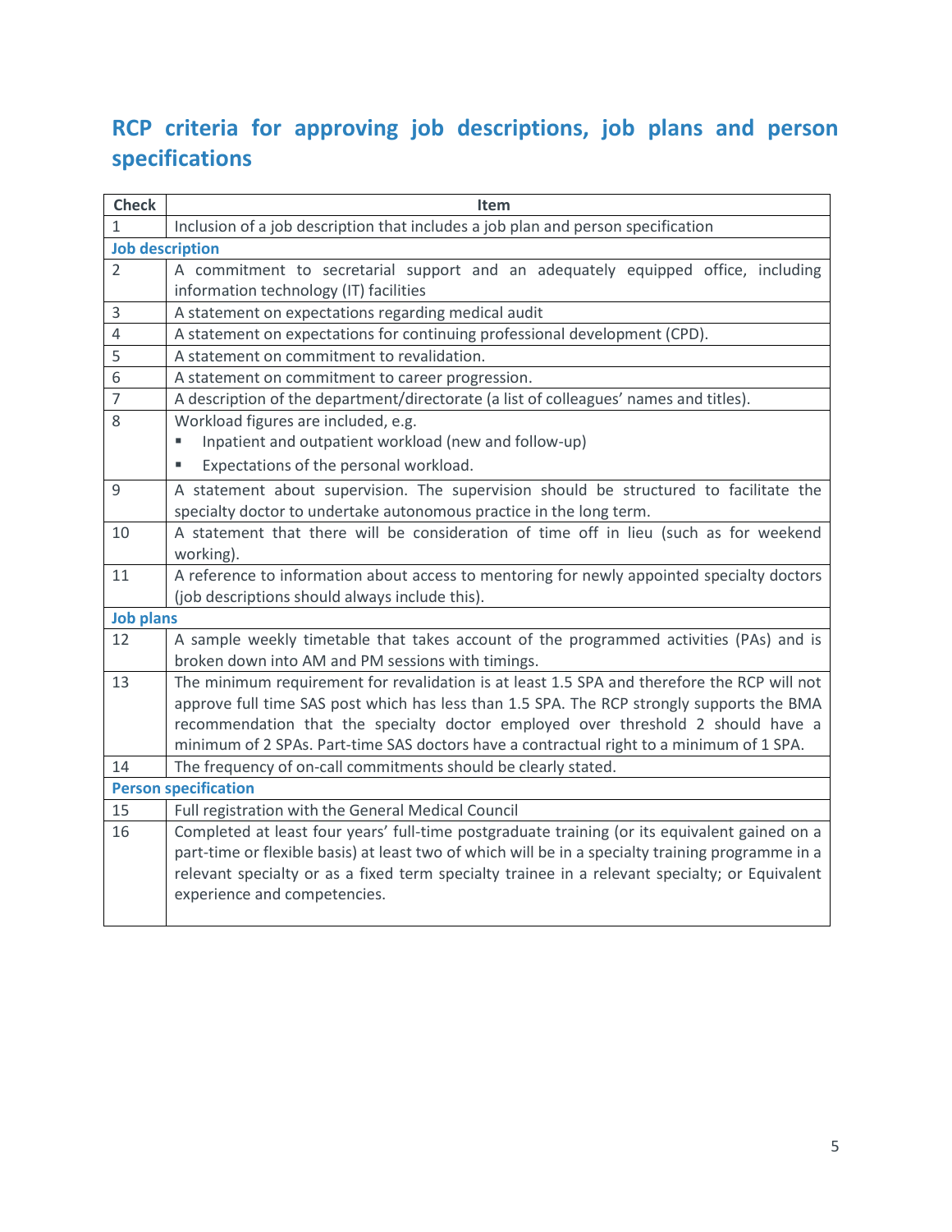## RCP criteria for approving job descriptions, job plans and person specifications

| Check | Item |
|---|---|
| 1 | Inclusion of a job description that includes a job plan and person specification |
| **Job description** | |
| 2 | A commitment to secretarial support and an adequately equipped office, including information technology (IT) facilities |
| 3 | A statement on expectations regarding medical audit |
| 4 | A statement on expectations for continuing professional development (CPD). |
| 5 | A statement on commitment to revalidation. |
| 6 | A statement on commitment to career progression. |
| 7 | A description of the department/directorate (a list of colleagues' names and titles). |
| 8 | Workload figures are included, e.g.<br>▪ Inpatient and outpatient workload (new and follow-up)<br>▪ Expectations of the personal workload. |
| 9 | A statement about supervision. The supervision should be structured to facilitate the specialty doctor to undertake autonomous practice in the long term. |
| 10 | A statement that there will be consideration of time off in lieu (such as for weekend working). |
| 11 | A reference to information about access to mentoring for newly appointed specialty doctors (job descriptions should always include this). |
| **Job plans** | |
| 12 | A sample weekly timetable that takes account of the programmed activities (PAs) and is broken down into AM and PM sessions with timings. |
| 13 | The minimum requirement for revalidation is at least 1.5 SPA and therefore the RCP will not approve full time SAS post which has less than 1.5 SPA. The RCP strongly supports the BMA recommendation that the specialty doctor employed over threshold 2 should have a minimum of 2 SPAs. Part-time SAS doctors have a contractual right to a minimum of 1 SPA. |
| 14 | The frequency of on-call commitments should be clearly stated. |
| **Person specification** | |
| 15 | Full registration with the General Medical Council |
| 16 | Completed at least four years' full-time postgraduate training (or its equivalent gained on a part-time or flexible basis) at least two of which will be in a specialty training programme in a relevant specialty or as a fixed term specialty trainee in a relevant specialty; or Equivalent experience and competencies. |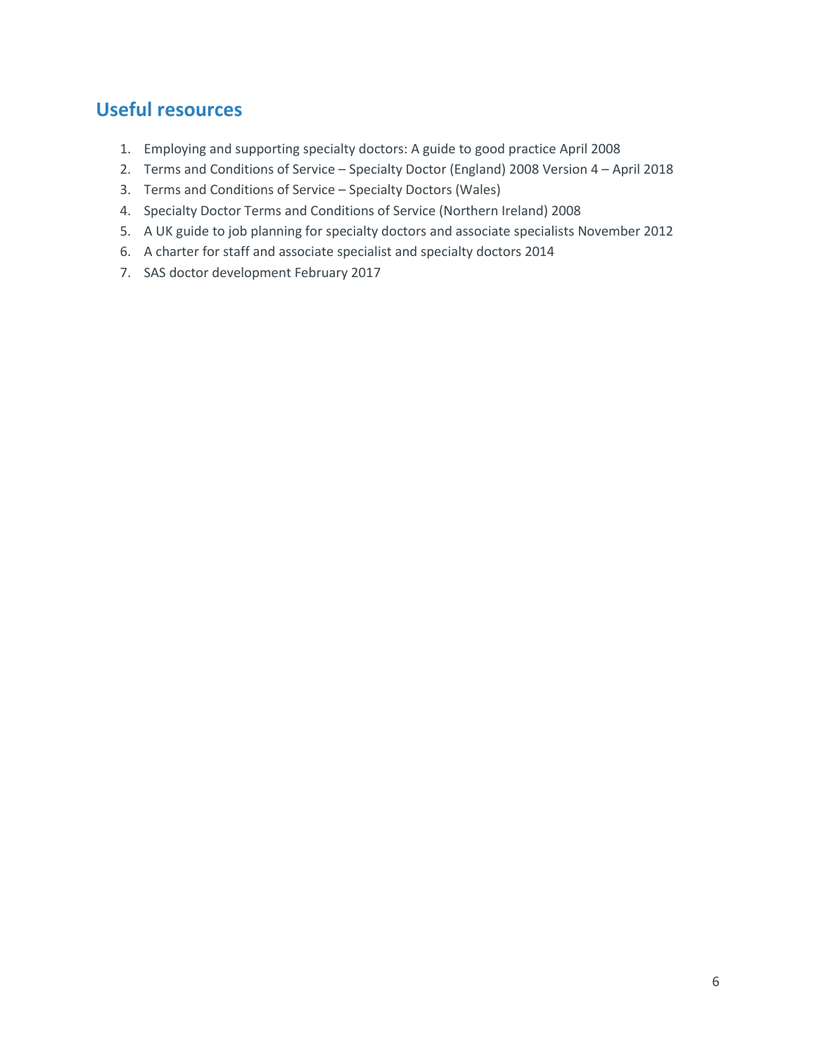## Useful resources

1. Employing and supporting specialty doctors: A guide to good practice April 2008
2. Terms and Conditions of Service – Specialty Doctor (England) 2008 Version 4 – April 2018
3. Terms and Conditions of Service – Specialty Doctors (Wales)
4. Specialty Doctor Terms and Conditions of Service (Northern Ireland) 2008
5. A UK guide to job planning for specialty doctors and associate specialists November 2012
6. A charter for staff and associate specialist and specialty doctors 2014
7. SAS doctor development February 2017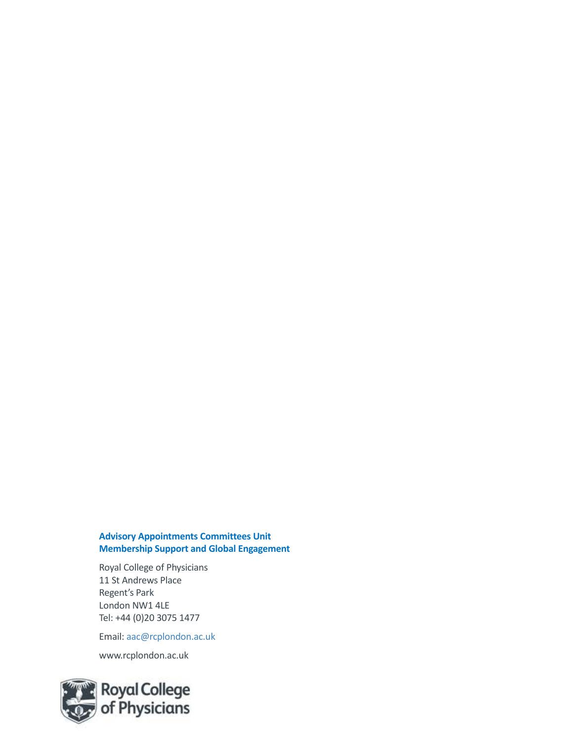**Advisory Appointments Committees Unit**
**Membership Support and Global Engagement**

Royal College of Physicians
11 St Andrews Place
Regent's Park
London NW1 4LE
Tel: +44 (0)20 3075 1477

Email: aac@rcplondon.ac.uk

www.rcplondon.ac.uk

Royal College of Physicians